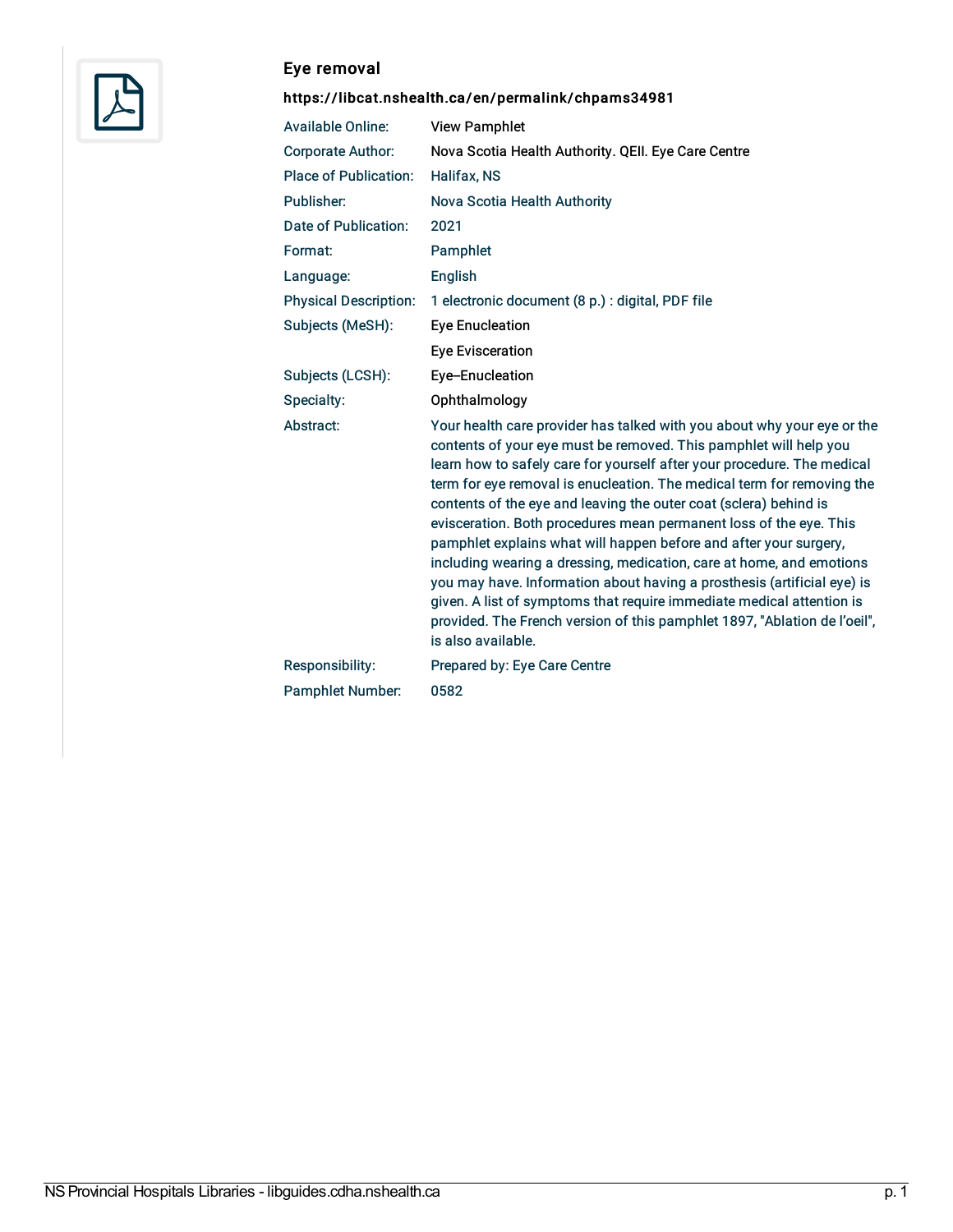## Eye removal

**https://libcat.nshealth.ca/en/permalink/chpams34981**

| | |
|---|---|
| Available Online: | View Pamphlet |
| Corporate Author: | Nova Scotia Health Authority. QEII. Eye Care Centre |
| Place of Publication: | Halifax, NS |
| Publisher: | Nova Scotia Health Authority |
| Date of Publication: | 2021 |
| Format: | Pamphlet |
| Language: | English |
| Physical Description: | 1 electronic document (8 p.) : digital, PDF file |
| Subjects (MeSH): | Eye Enucleation<br>Eye Evisceration |
| Subjects (LCSH): | Eye–Enucleation |
| Specialty: | Ophthalmology |
| Abstract: | Your health care provider has talked with you about why your eye or the contents of your eye must be removed. This pamphlet will help you learn how to safely care for yourself after your procedure. The medical term for eye removal is enucleation. The medical term for removing the contents of the eye and leaving the outer coat (sclera) behind is evisceration. Both procedures mean permanent loss of the eye. This pamphlet explains what will happen before and after your surgery, including wearing a dressing, medication, care at home, and emotions you may have. Information about having a prosthesis (artificial eye) is given. A list of symptoms that require immediate medical attention is provided. The French version of this pamphlet 1897, "Ablation de l'oeil", is also available. |
| Responsibility: | Prepared by: Eye Care Centre |
| Pamphlet Number: | 0582 |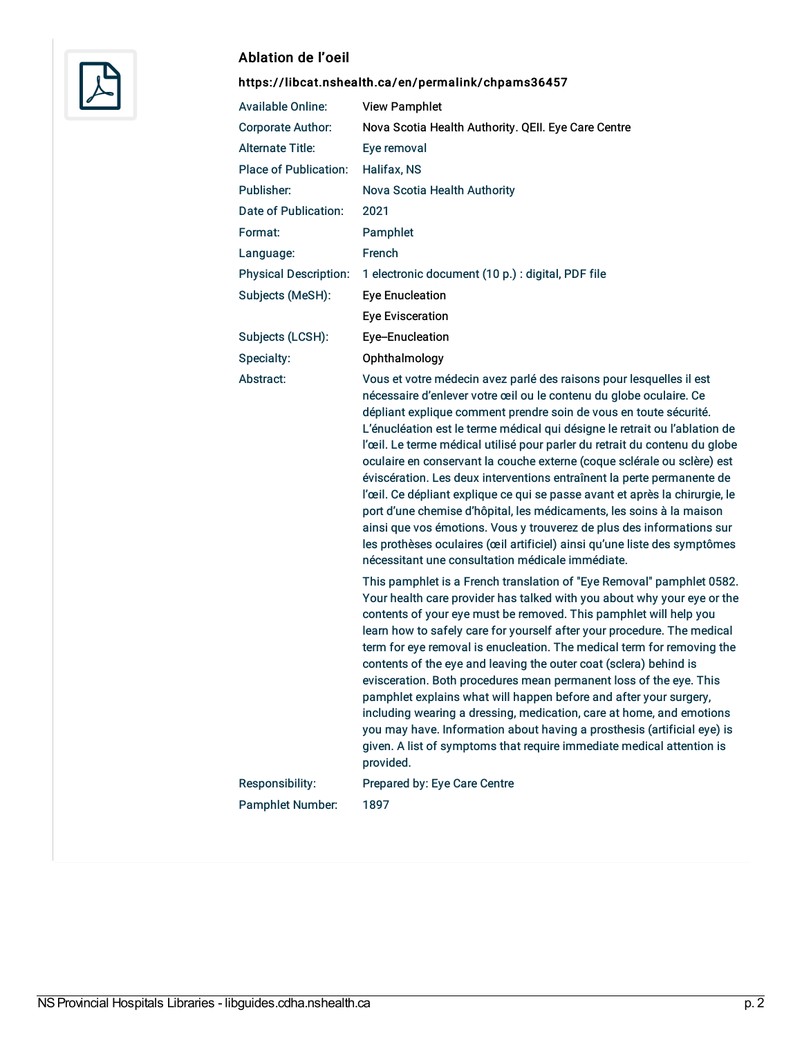### Ablation de l'oeil

**https://libcat.nshealth.ca/en/permalink/chpams36457**

| | |
|---|---|
| Available Online: | View Pamphlet |
| Corporate Author: | Nova Scotia Health Authority. QEII. Eye Care Centre |
| Alternate Title: | Eye removal |
| Place of Publication: | Halifax, NS |
| Publisher: | Nova Scotia Health Authority |
| Date of Publication: | 2021 |
| Format: | Pamphlet |
| Language: | French |
| Physical Description: | 1 electronic document (10 p.) : digital, PDF file |
| Subjects (MeSH): | Eye Enucleation |
| | Eye Evisceration |
| Subjects (LCSH): | Eye--Enucleation |
| Specialty: | Ophthalmology |
| Abstract: | Vous et votre médecin avez parlé des raisons pour lesquelles il est nécessaire d'enlever votre œil ou le contenu du globe oculaire. Ce dépliant explique comment prendre soin de vous en toute sécurité. L'énucléation est le terme médical qui désigne le retrait ou l'ablation de l'œil. Le terme médical utilisé pour parler du retrait du contenu du globe oculaire en conservant la couche externe (coque sclérale ou sclère) est éviscération. Les deux interventions entraînent la perte permanente de l'œil. Ce dépliant explique ce qui se passe avant et après la chirurgie, le port d'une chemise d'hôpital, les médicaments, les soins à la maison ainsi que vos émotions. Vous y trouverez de plus des informations sur les prothèses oculaires (œil artificiel) ainsi qu'une liste des symptômes nécessitant une consultation médicale immédiate. |
| | This pamphlet is a French translation of "Eye Removal" pamphlet 0582. Your health care provider has talked with you about why your eye or the contents of your eye must be removed. This pamphlet will help you learn how to safely care for yourself after your procedure. The medical term for eye removal is enucleation. The medical term for removing the contents of the eye and leaving the outer coat (sclera) behind is evisceration. Both procedures mean permanent loss of the eye. This pamphlet explains what will happen before and after your surgery, including wearing a dressing, medication, care at home, and emotions you may have. Information about having a prosthesis (artificial eye) is given. A list of symptoms that require immediate medical attention is provided. |
| Responsibility: | Prepared by: Eye Care Centre |
| Pamphlet Number: | 1897 |